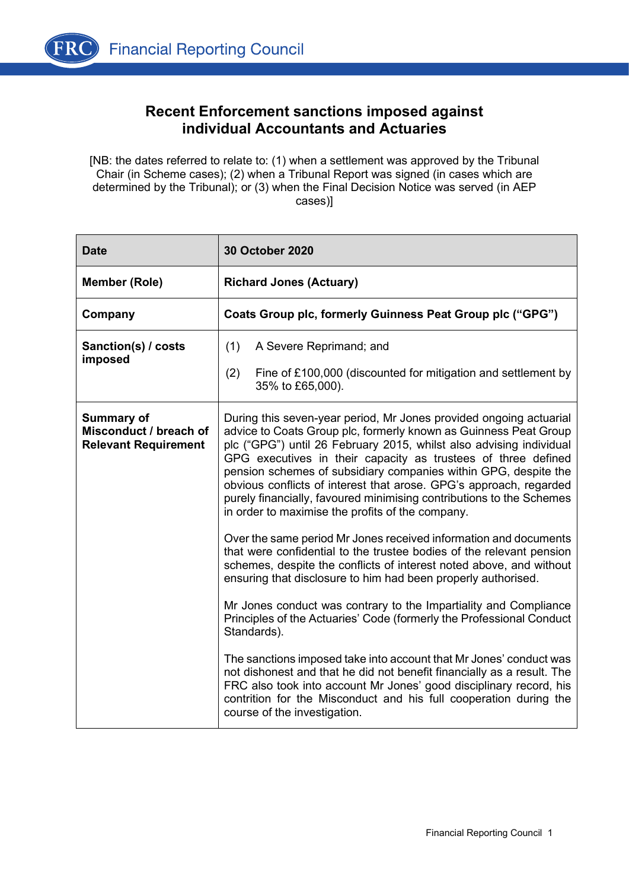# Recent Enforcement sanctions imposed against individual Accountants and Actuaries

[NB: the dates referred to relate to: (1) when a settlement was approved by the Tribunal Chair (in Scheme cases); (2) when a Tribunal Report was signed (in cases which are determined by the Tribunal); or (3) when the Final Decision Notice was served (in AEP cases)]

| **Date** | **30 October 2020** |
|---|---|
| **Member (Role)** | **Richard Jones (Actuary)** |
| **Company** | **Coats Group plc, formerly Guinness Peat Group plc ("GPG")** |
| **Sanction(s) / costs imposed** | (1) A Severe Reprimand; and<br><br>(2) Fine of £100,000 (discounted for mitigation and settlement by 35% to £65,000). |
| **Summary of Misconduct / breach of Relevant Requirement** | During this seven-year period, Mr Jones provided ongoing actuarial advice to Coats Group plc, formerly known as Guinness Peat Group plc ("GPG") until 26 February 2015, whilst also advising individual GPG executives in their capacity as trustees of three defined pension schemes of subsidiary companies within GPG, despite the obvious conflicts of interest that arose. GPG's approach, regarded purely financially, favoured minimising contributions to the Schemes in order to maximise the profits of the company.<br><br>Over the same period Mr Jones received information and documents that were confidential to the trustee bodies of the relevant pension schemes, despite the conflicts of interest noted above, and without ensuring that disclosure to him had been properly authorised.<br><br>Mr Jones conduct was contrary to the Impartiality and Compliance Principles of the Actuaries' Code (formerly the Professional Conduct Standards).<br><br>The sanctions imposed take into account that Mr Jones' conduct was not dishonest and that he did not benefit financially as a result. The FRC also took into account Mr Jones' good disciplinary record, his contrition for the Misconduct and his full cooperation during the course of the investigation. |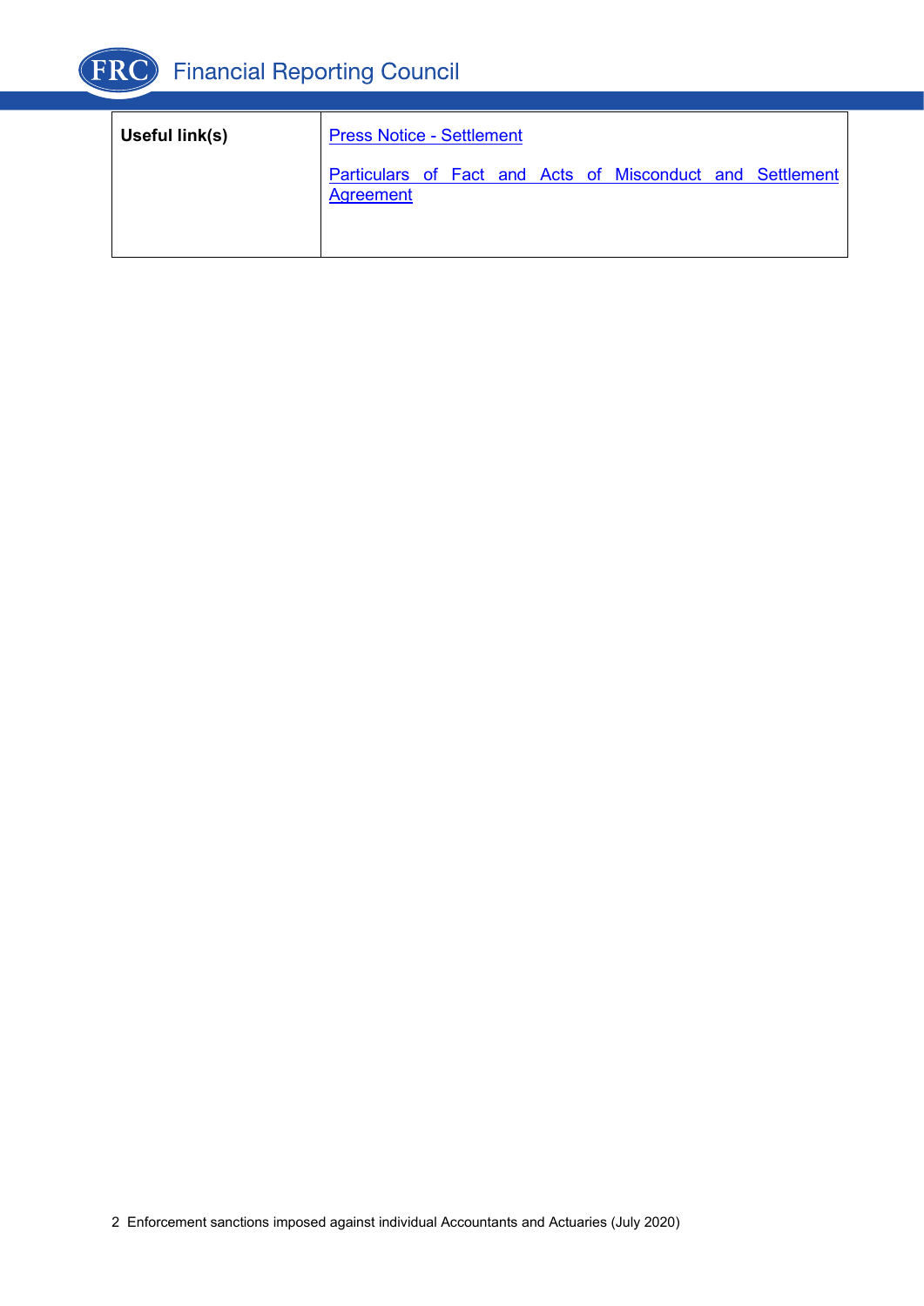| | |
|---|---|
| **Useful link(s)** | Press Notice - Settlement<br><br>Particulars of Fact and Acts of Misconduct and Settlement Agreement |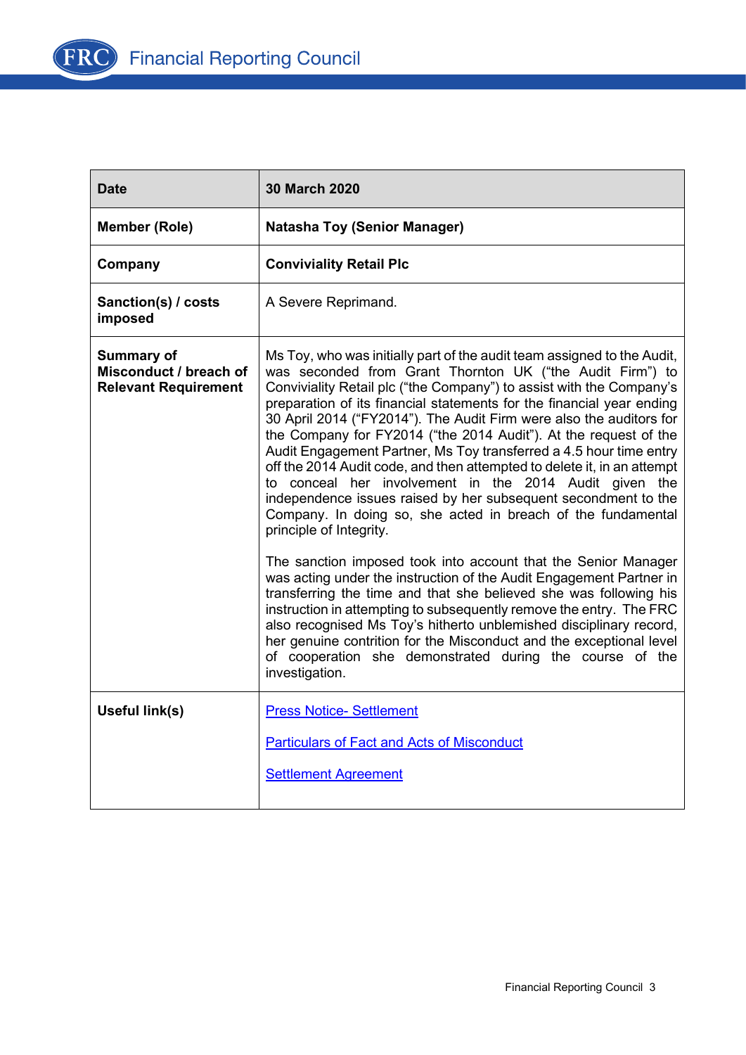| **Date** | **30 March 2020** |
|---|---|
| **Member (Role)** | **Natasha Toy (Senior Manager)** |
| **Company** | **Conviviality Retail Plc** |
| **Sanction(s) / costs imposed** | A Severe Reprimand. |
| **Summary of Misconduct / breach of Relevant Requirement** | Ms Toy, who was initially part of the audit team assigned to the Audit, was seconded from Grant Thornton UK ("the Audit Firm") to Conviviality Retail plc ("the Company") to assist with the Company's preparation of its financial statements for the financial year ending 30 April 2014 ("FY2014"). The Audit Firm were also the auditors for the Company for FY2014 ("the 2014 Audit"). At the request of the Audit Engagement Partner, Ms Toy transferred a 4.5 hour time entry off the 2014 Audit code, and then attempted to delete it, in an attempt to conceal her involvement in the 2014 Audit given the independence issues raised by her subsequent secondment to the Company. In doing so, she acted in breach of the fundamental principle of Integrity.<br><br>The sanction imposed took into account that the Senior Manager was acting under the instruction of the Audit Engagement Partner in transferring the time and that she believed she was following his instruction in attempting to subsequently remove the entry. The FRC also recognised Ms Toy's hitherto unblemished disciplinary record, her genuine contrition for the Misconduct and the exceptional level of cooperation she demonstrated during the course of the investigation. |
| **Useful link(s)** | Press Notice- Settlement<br><br>Particulars of Fact and Acts of Misconduct<br><br>Settlement Agreement |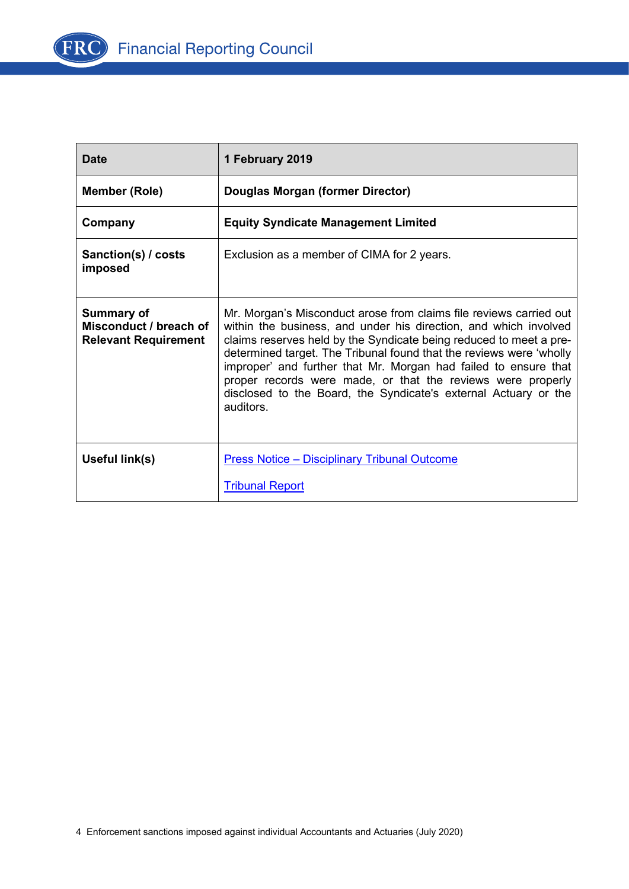| **Date** | **1 February 2019** |
|---|---|
| **Member (Role)** | **Douglas Morgan (former Director)** |
| **Company** | **Equity Syndicate Management Limited** |
| **Sanction(s) / costs imposed** | Exclusion as a member of CIMA for 2 years. |
| **Summary of Misconduct / breach of Relevant Requirement** | Mr. Morgan's Misconduct arose from claims file reviews carried out within the business, and under his direction, and which involved claims reserves held by the Syndicate being reduced to meet a pre-determined target. The Tribunal found that the reviews were 'wholly improper' and further that Mr. Morgan had failed to ensure that proper records were made, or that the reviews were properly disclosed to the Board, the Syndicate's external Actuary or the auditors. |
| **Useful link(s)** | Press Notice – Disciplinary Tribunal Outcome<br><br>Tribunal Report |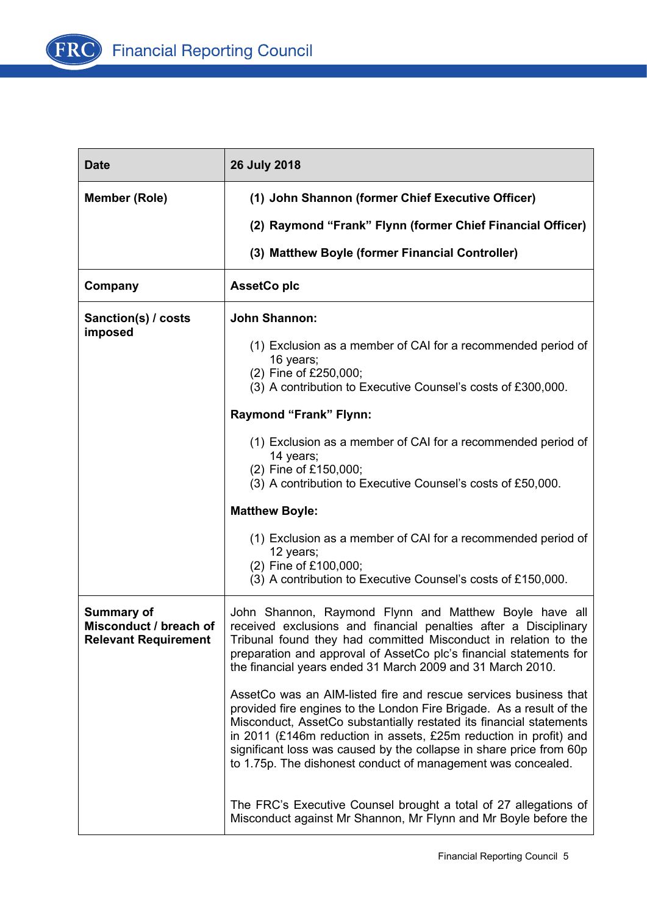| Date | 26 July 2018 |
|---|---|
| Member (Role) | **(1) John Shannon (former Chief Executive Officer)**<br><br>**(2) Raymond "Frank" Flynn (former Chief Financial Officer)**<br><br>**(3) Matthew Boyle (former Financial Controller)** |
| Company | **AssetCo plc** |
| Sanction(s) / costs imposed | **John Shannon:**<br><br>(1) Exclusion as a member of CAI for a recommended period of 16 years;<br>(2) Fine of £250,000;<br>(3) A contribution to Executive Counsel's costs of £300,000.<br><br>**Raymond "Frank" Flynn:**<br><br>(1) Exclusion as a member of CAI for a recommended period of 14 years;<br>(2) Fine of £150,000;<br>(3) A contribution to Executive Counsel's costs of £50,000.<br><br>**Matthew Boyle:**<br><br>(1) Exclusion as a member of CAI for a recommended period of 12 years;<br>(2) Fine of £100,000;<br>(3) A contribution to Executive Counsel's costs of £150,000. |
| Summary of Misconduct / breach of Relevant Requirement | John Shannon, Raymond Flynn and Matthew Boyle have all received exclusions and financial penalties after a Disciplinary Tribunal found they had committed Misconduct in relation to the preparation and approval of AssetCo plc's financial statements for the financial years ended 31 March 2009 and 31 March 2010.<br><br>AssetCo was an AIM-listed fire and rescue services business that provided fire engines to the London Fire Brigade. As a result of the Misconduct, AssetCo substantially restated its financial statements in 2011 (£146m reduction in assets, £25m reduction in profit) and significant loss was caused by the collapse in share price from 60p to 1.75p. The dishonest conduct of management was concealed.<br><br>The FRC's Executive Counsel brought a total of 27 allegations of Misconduct against Mr Shannon, Mr Flynn and Mr Boyle before the |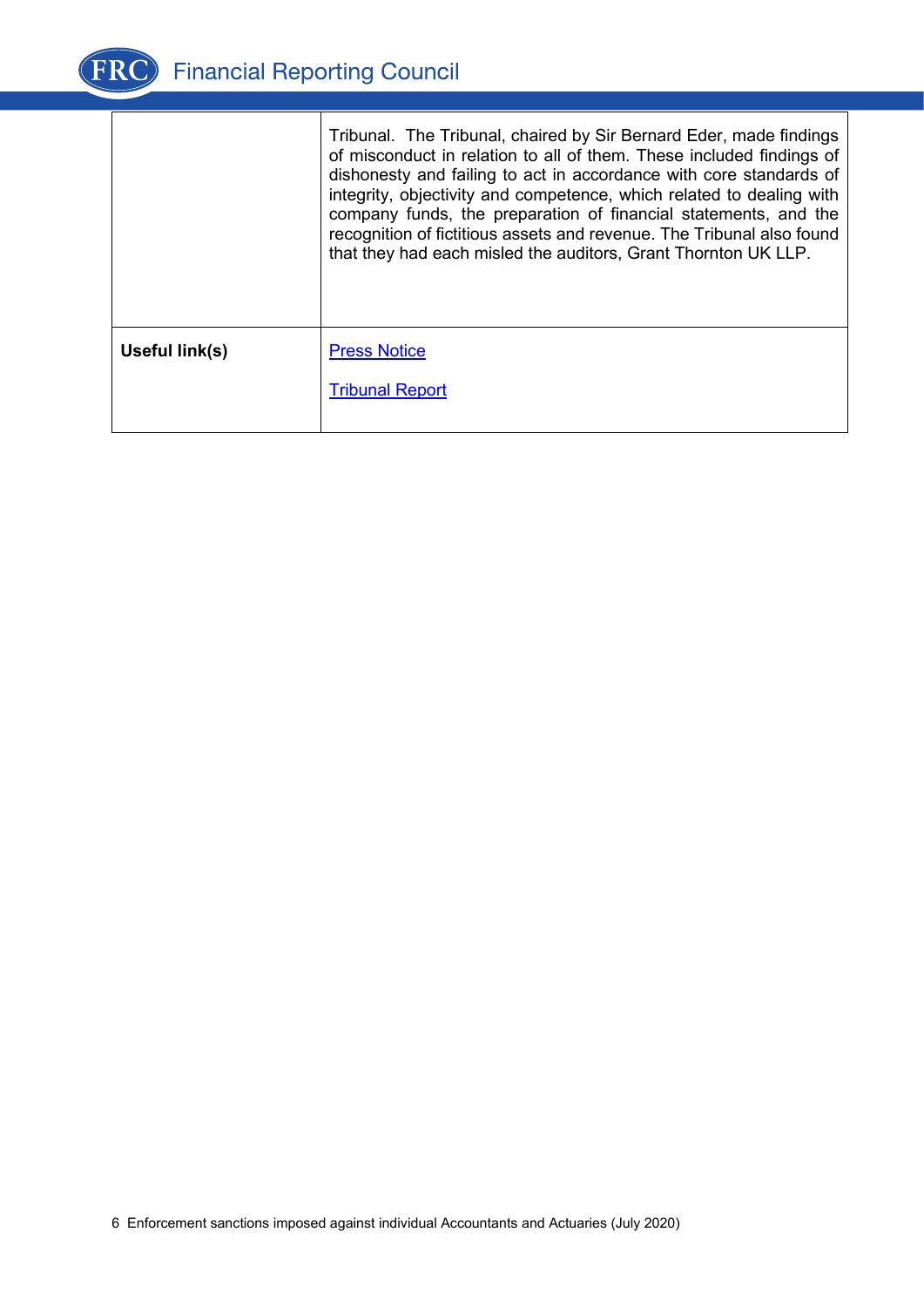| | |
|---|---|
| | Tribunal. The Tribunal, chaired by Sir Bernard Eder, made findings of misconduct in relation to all of them. These included findings of dishonesty and failing to act in accordance with core standards of integrity, objectivity and competence, which related to dealing with company funds, the preparation of financial statements, and the recognition of fictitious assets and revenue. The Tribunal also found that they had each misled the auditors, Grant Thornton UK LLP. |
| **Useful link(s)** | Press Notice<br><br>Tribunal Report |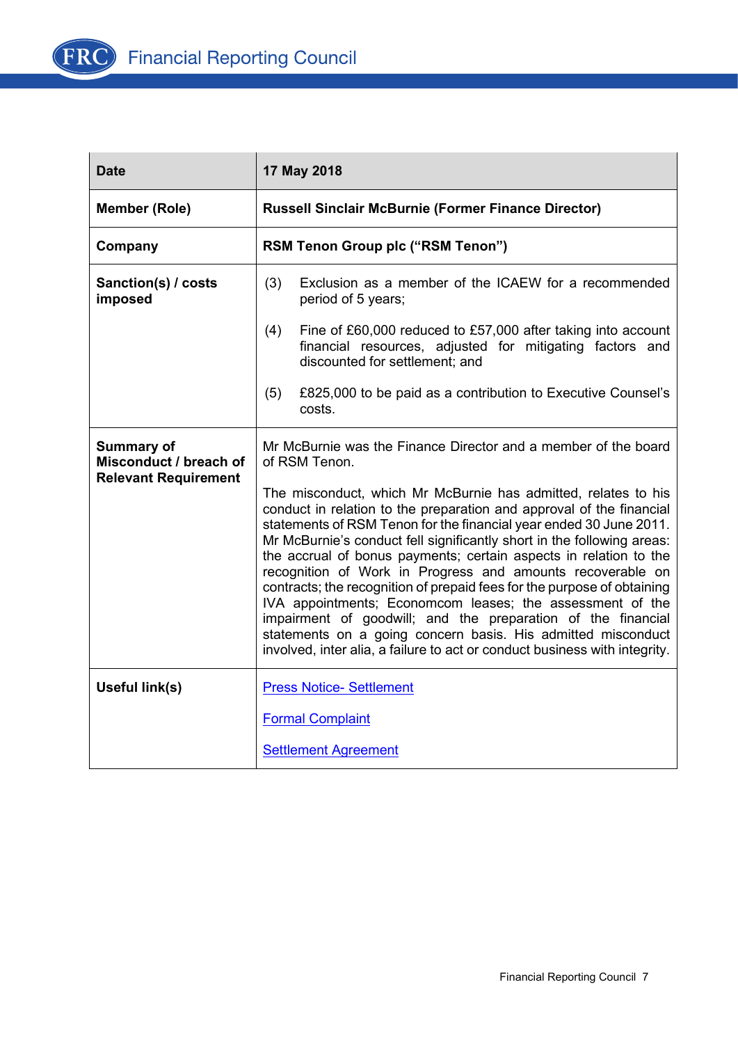| Date | 17 May 2018 |
|---|---|
| **Member (Role)** | **Russell Sinclair McBurnie (Former Finance Director)** |
| **Company** | **RSM Tenon Group plc ("RSM Tenon")** |
| **Sanction(s) / costs imposed** | (3) Exclusion as a member of the ICAEW for a recommended period of 5 years;<br><br>(4) Fine of £60,000 reduced to £57,000 after taking into account financial resources, adjusted for mitigating factors and discounted for settlement; and<br><br>(5) £825,000 to be paid as a contribution to Executive Counsel's costs. |
| **Summary of Misconduct / breach of Relevant Requirement** | Mr McBurnie was the Finance Director and a member of the board of RSM Tenon.<br><br>The misconduct, which Mr McBurnie has admitted, relates to his conduct in relation to the preparation and approval of the financial statements of RSM Tenon for the financial year ended 30 June 2011. Mr McBurnie's conduct fell significantly short in the following areas: the accrual of bonus payments; certain aspects in relation to the recognition of Work in Progress and amounts recoverable on contracts; the recognition of prepaid fees for the purpose of obtaining IVA appointments; Economcom leases; the assessment of the impairment of goodwill; and the preparation of the financial statements on a going concern basis. His admitted misconduct involved, inter alia, a failure to act or conduct business with integrity. |
| **Useful link(s)** | Press Notice- Settlement<br><br>Formal Complaint<br><br>Settlement Agreement |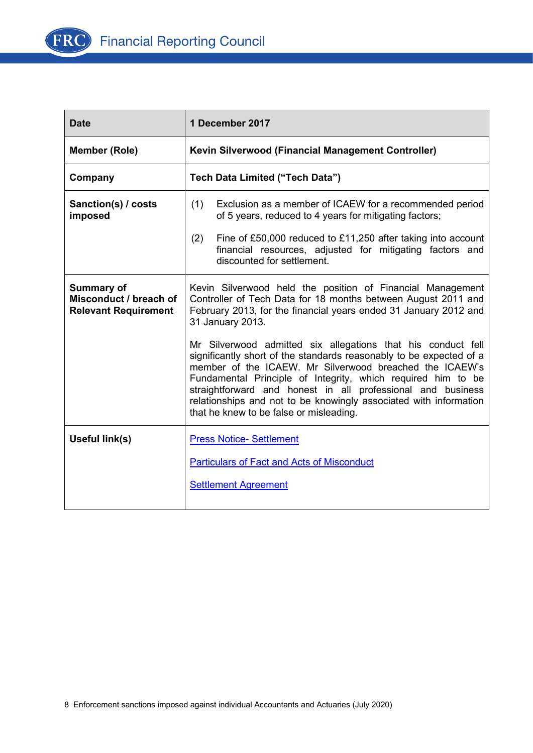| Date | 1 December 2017 |
|---|---|
| **Member (Role)** | **Kevin Silverwood (Financial Management Controller)** |
| **Company** | **Tech Data Limited ("Tech Data")** |
| **Sanction(s) / costs imposed** | (1) Exclusion as a member of ICAEW for a recommended period of 5 years, reduced to 4 years for mitigating factors;<br><br>(2) Fine of £50,000 reduced to £11,250 after taking into account financial resources, adjusted for mitigating factors and discounted for settlement. |
| **Summary of Misconduct / breach of Relevant Requirement** | Kevin Silverwood held the position of Financial Management Controller of Tech Data for 18 months between August 2011 and February 2013, for the financial years ended 31 January 2012 and 31 January 2013.<br><br>Mr Silverwood admitted six allegations that his conduct fell significantly short of the standards reasonably to be expected of a member of the ICAEW. Mr Silverwood breached the ICAEW's Fundamental Principle of Integrity, which required him to be straightforward and honest in all professional and business relationships and not to be knowingly associated with information that he knew to be false or misleading. |
| **Useful link(s)** | Press Notice- Settlement<br><br>Particulars of Fact and Acts of Misconduct<br><br>Settlement Agreement |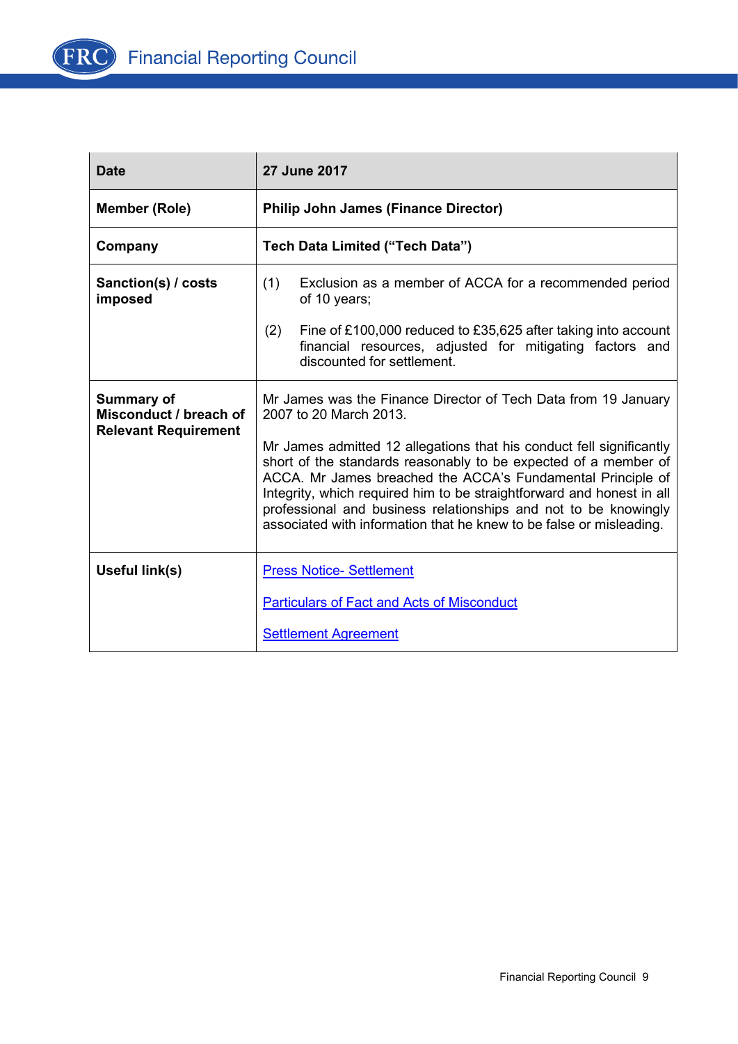| Date | 27 June 2017 |
|---|---|
| **Member (Role)** | **Philip John James (Finance Director)** |
| **Company** | **Tech Data Limited ("Tech Data")** |
| **Sanction(s) / costs imposed** | (1) Exclusion as a member of ACCA for a recommended period of 10 years;<br><br>(2) Fine of £100,000 reduced to £35,625 after taking into account financial resources, adjusted for mitigating factors and discounted for settlement. |
| **Summary of Misconduct / breach of Relevant Requirement** | Mr James was the Finance Director of Tech Data from 19 January 2007 to 20 March 2013.<br><br>Mr James admitted 12 allegations that his conduct fell significantly short of the standards reasonably to be expected of a member of ACCA. Mr James breached the ACCA's Fundamental Principle of Integrity, which required him to be straightforward and honest in all professional and business relationships and not to be knowingly associated with information that he knew to be false or misleading. |
| **Useful link(s)** | Press Notice- Settlement<br><br>Particulars of Fact and Acts of Misconduct<br><br>Settlement Agreement |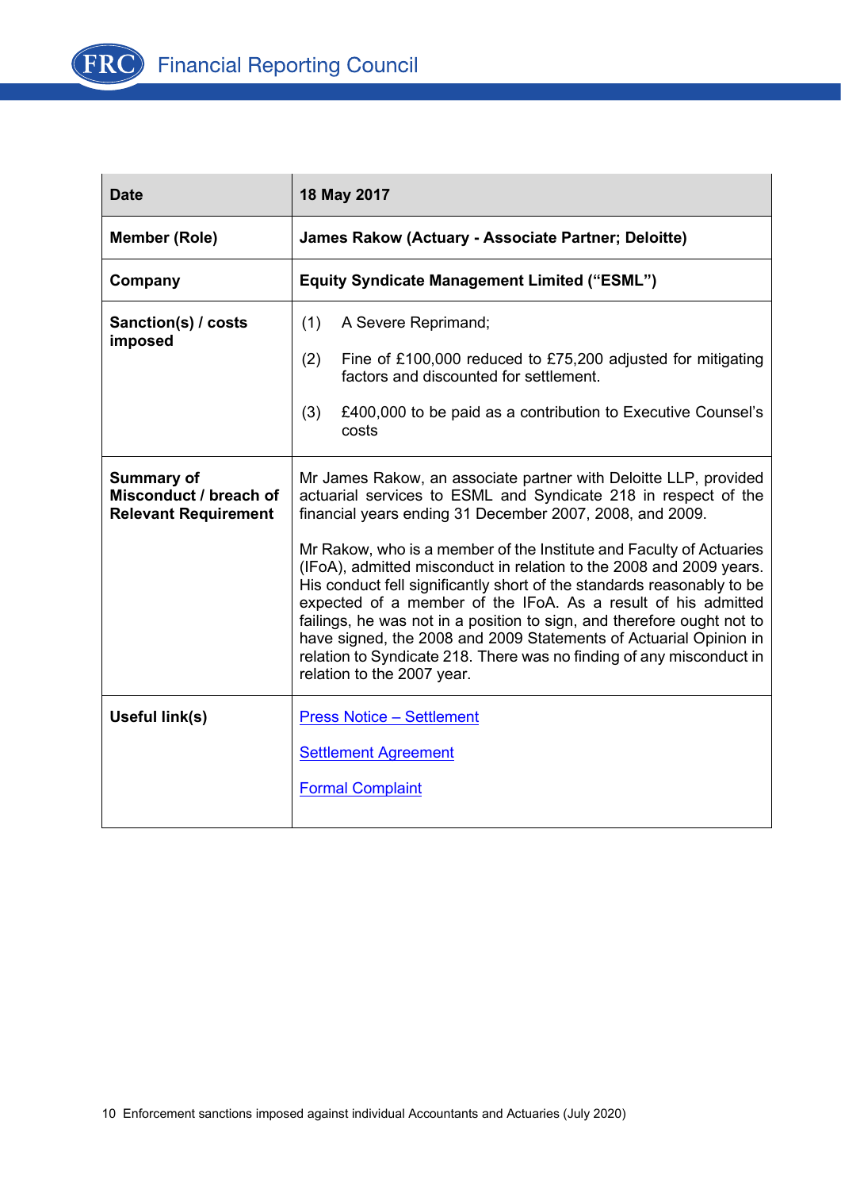| Date | 18 May 2017 |
|---|---|
| **Member (Role)** | **James Rakow (Actuary - Associate Partner; Deloitte)** |
| **Company** | **Equity Syndicate Management Limited ("ESML")** |
| **Sanction(s) / costs imposed** | (1) A Severe Reprimand;<br>(2) Fine of £100,000 reduced to £75,200 adjusted for mitigating factors and discounted for settlement.<br>(3) £400,000 to be paid as a contribution to Executive Counsel's costs |
| **Summary of Misconduct / breach of Relevant Requirement** | Mr James Rakow, an associate partner with Deloitte LLP, provided actuarial services to ESML and Syndicate 218 in respect of the financial years ending 31 December 2007, 2008, and 2009.<br><br>Mr Rakow, who is a member of the Institute and Faculty of Actuaries (IFoA), admitted misconduct in relation to the 2008 and 2009 years. His conduct fell significantly short of the standards reasonably to be expected of a member of the IFoA. As a result of his admitted failings, he was not in a position to sign, and therefore ought not to have signed, the 2008 and 2009 Statements of Actuarial Opinion in relation to Syndicate 218. There was no finding of any misconduct in relation to the 2007 year. |
| **Useful link(s)** | Press Notice – Settlement<br><br>Settlement Agreement<br><br>Formal Complaint |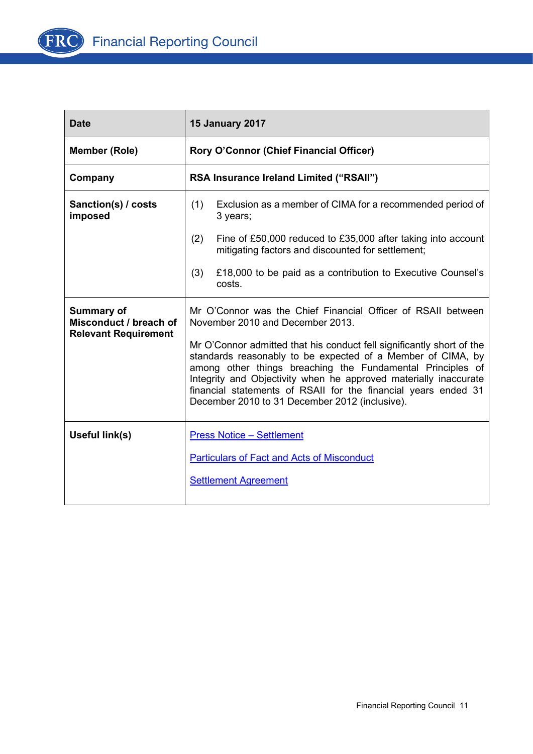| Date | 15 January 2017 |
|---|---|
| **Member (Role)** | **Rory O'Connor (Chief Financial Officer)** |
| **Company** | **RSA Insurance Ireland Limited ("RSAII")** |
| **Sanction(s) / costs imposed** | (1) Exclusion as a member of CIMA for a recommended period of 3 years;<br><br>(2) Fine of £50,000 reduced to £35,000 after taking into account mitigating factors and discounted for settlement;<br><br>(3) £18,000 to be paid as a contribution to Executive Counsel's costs. |
| **Summary of Misconduct / breach of Relevant Requirement** | Mr O'Connor was the Chief Financial Officer of RSAII between November 2010 and December 2013.<br><br>Mr O'Connor admitted that his conduct fell significantly short of the standards reasonably to be expected of a Member of CIMA, by among other things breaching the Fundamental Principles of Integrity and Objectivity when he approved materially inaccurate financial statements of RSAII for the financial years ended 31 December 2010 to 31 December 2012 (inclusive). |
| **Useful link(s)** | Press Notice – Settlement<br><br>Particulars of Fact and Acts of Misconduct<br><br>Settlement Agreement |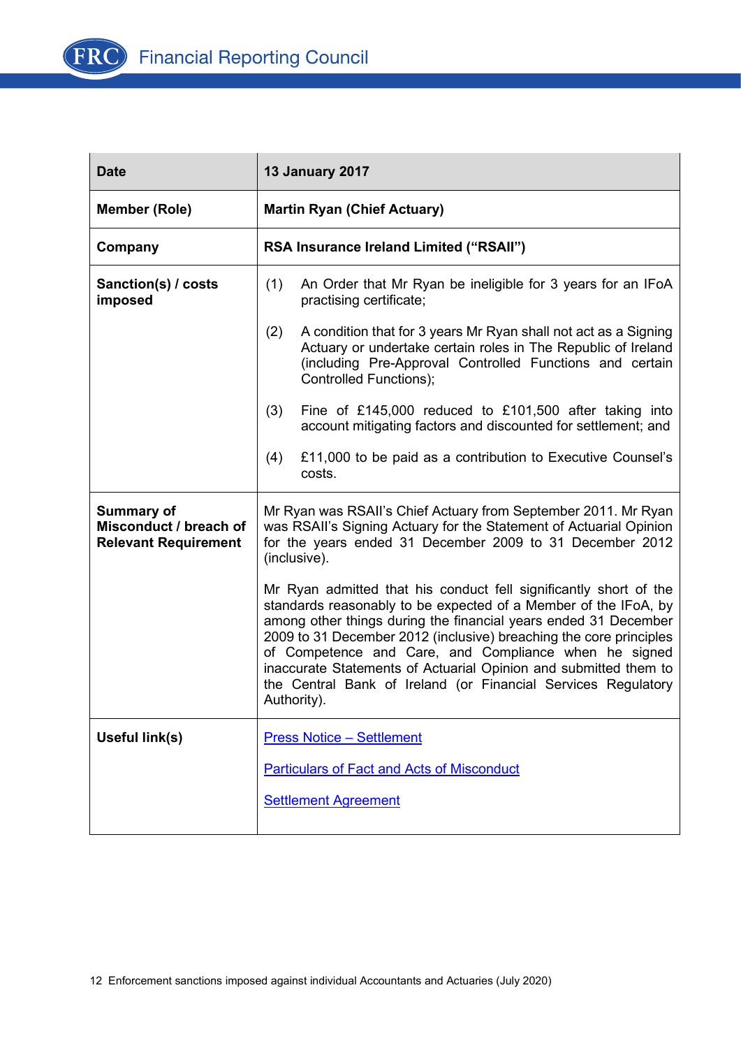| Date | 13 January 2017 |
|---|---|
| **Member (Role)** | **Martin Ryan (Chief Actuary)** |
| **Company** | **RSA Insurance Ireland Limited ("RSAII")** |
| **Sanction(s) / costs imposed** | (1) An Order that Mr Ryan be ineligible for 3 years for an IFoA practising certificate;<br><br>(2) A condition that for 3 years Mr Ryan shall not act as a Signing Actuary or undertake certain roles in The Republic of Ireland (including Pre-Approval Controlled Functions and certain Controlled Functions);<br><br>(3) Fine of £145,000 reduced to £101,500 after taking into account mitigating factors and discounted for settlement; and<br><br>(4) £11,000 to be paid as a contribution to Executive Counsel's costs. |
| **Summary of Misconduct / breach of Relevant Requirement** | Mr Ryan was RSAII's Chief Actuary from September 2011. Mr Ryan was RSAII's Signing Actuary for the Statement of Actuarial Opinion for the years ended 31 December 2009 to 31 December 2012 (inclusive).<br><br>Mr Ryan admitted that his conduct fell significantly short of the standards reasonably to be expected of a Member of the IFoA, by among other things during the financial years ended 31 December 2009 to 31 December 2012 (inclusive) breaching the core principles of Competence and Care, and Compliance when he signed inaccurate Statements of Actuarial Opinion and submitted them to the Central Bank of Ireland (or Financial Services Regulatory Authority). |
| **Useful link(s)** | Press Notice – Settlement<br><br>Particulars of Fact and Acts of Misconduct<br><br>Settlement Agreement |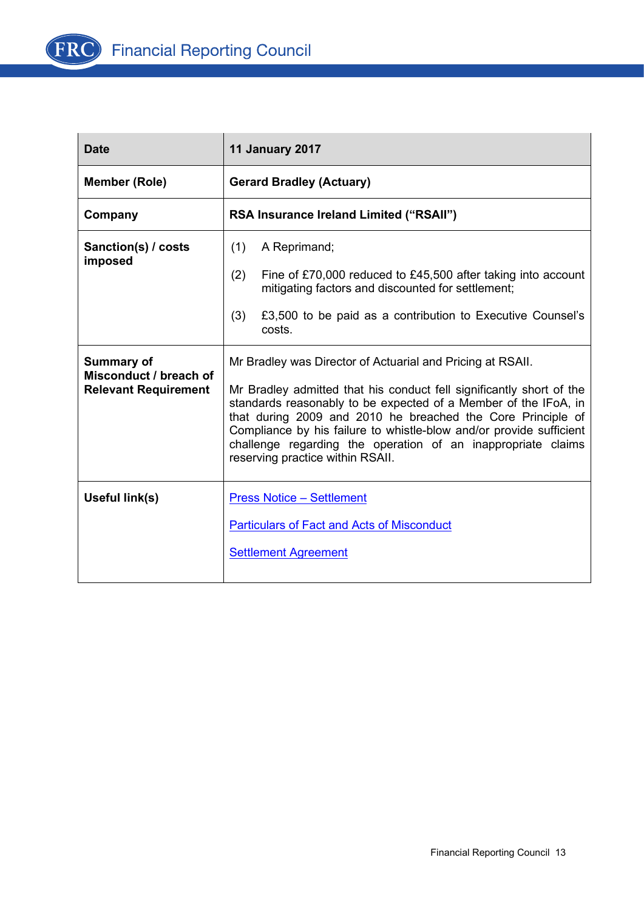| **Date** | **11 January 2017** |
|---|---|
| **Member (Role)** | **Gerard Bradley (Actuary)** |
| **Company** | **RSA Insurance Ireland Limited ("RSAII")** |
| **Sanction(s) / costs imposed** | (1) A Reprimand;<br>(2) Fine of £70,000 reduced to £45,500 after taking into account mitigating factors and discounted for settlement;<br>(3) £3,500 to be paid as a contribution to Executive Counsel's costs. |
| **Summary of Misconduct / breach of Relevant Requirement** | Mr Bradley was Director of Actuarial and Pricing at RSAII.<br>Mr Bradley admitted that his conduct fell significantly short of the standards reasonably to be expected of a Member of the IFoA, in that during 2009 and 2010 he breached the Core Principle of Compliance by his failure to whistle-blow and/or provide sufficient challenge regarding the operation of an inappropriate claims reserving practice within RSAII. |
| **Useful link(s)** | Press Notice – Settlement<br>Particulars of Fact and Acts of Misconduct<br>Settlement Agreement |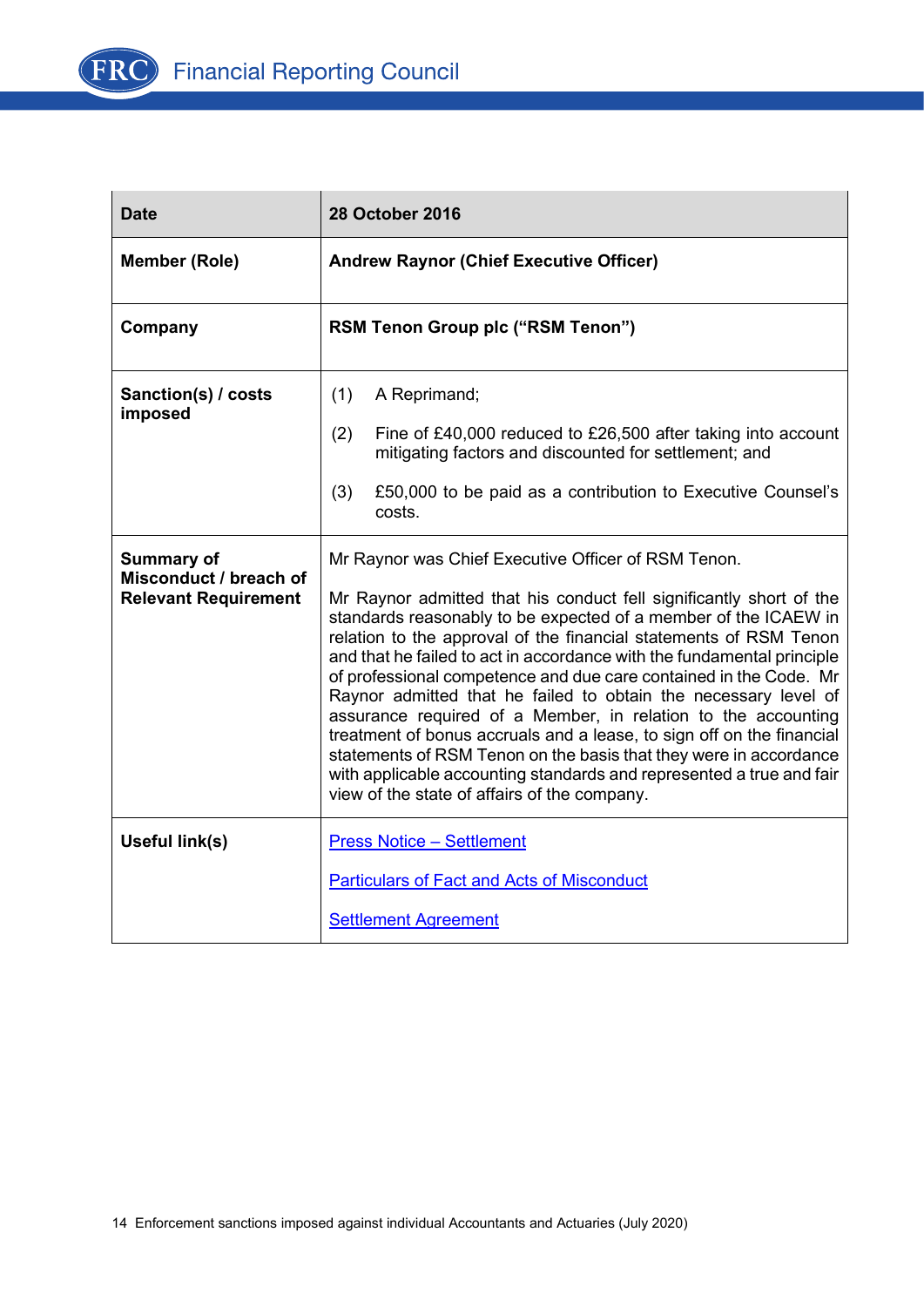| Date | 28 October 2016 |
| --- | --- |
| **Member (Role)** | **Andrew Raynor (Chief Executive Officer)** |
| **Company** | **RSM Tenon Group plc ("RSM Tenon")** |
| **Sanction(s) / costs imposed** | (1) A Reprimand;<br>(2) Fine of £40,000 reduced to £26,500 after taking into account mitigating factors and discounted for settlement; and<br>(3) £50,000 to be paid as a contribution to Executive Counsel's costs. |
| **Summary of Misconduct / breach of Relevant Requirement** | Mr Raynor was Chief Executive Officer of RSM Tenon.<br><br>Mr Raynor admitted that his conduct fell significantly short of the standards reasonably to be expected of a member of the ICAEW in relation to the approval of the financial statements of RSM Tenon and that he failed to act in accordance with the fundamental principle of professional competence and due care contained in the Code. Mr Raynor admitted that he failed to obtain the necessary level of assurance required of a Member, in relation to the accounting treatment of bonus accruals and a lease, to sign off on the financial statements of RSM Tenon on the basis that they were in accordance with applicable accounting standards and represented a true and fair view of the state of affairs of the company. |
| **Useful link(s)** | Press Notice – Settlement<br><br>Particulars of Fact and Acts of Misconduct<br><br>Settlement Agreement |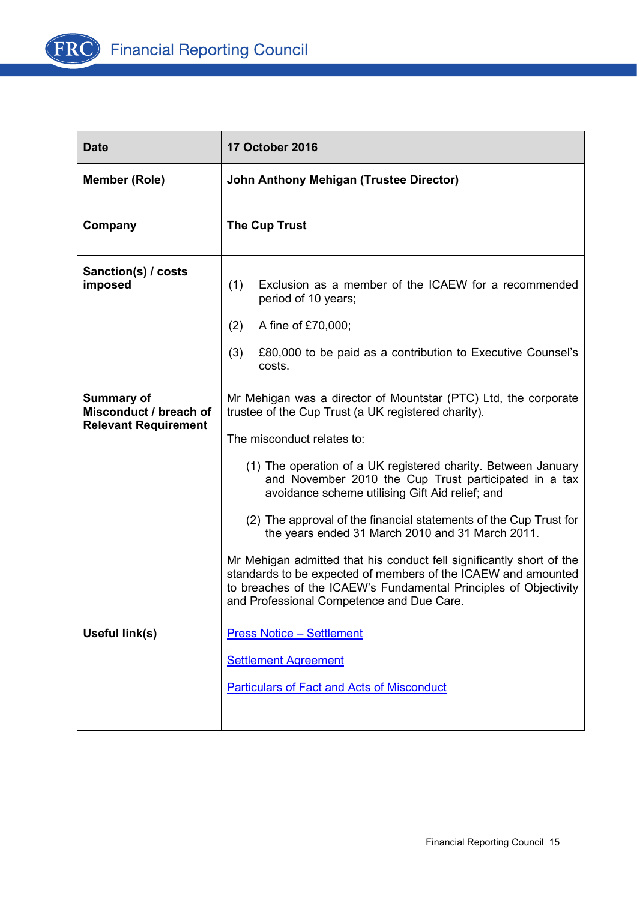| Date | 17 October 2016 |
|---|---|
| **Member (Role)** | **John Anthony Mehigan (Trustee Director)** |
| **Company** | **The Cup Trust** |
| **Sanction(s) / costs imposed** | (1) Exclusion as a member of the ICAEW for a recommended period of 10 years;<br><br>(2) A fine of £70,000;<br><br>(3) £80,000 to be paid as a contribution to Executive Counsel's costs. |
| **Summary of Misconduct / breach of Relevant Requirement** | Mr Mehigan was a director of Mountstar (PTC) Ltd, the corporate trustee of the Cup Trust (a UK registered charity).<br><br>The misconduct relates to:<br><br>(1) The operation of a UK registered charity. Between January and November 2010 the Cup Trust participated in a tax avoidance scheme utilising Gift Aid relief; and<br><br>(2) The approval of the financial statements of the Cup Trust for the years ended 31 March 2010 and 31 March 2011.<br><br>Mr Mehigan admitted that his conduct fell significantly short of the standards to be expected of members of the ICAEW and amounted to breaches of the ICAEW's Fundamental Principles of Objectivity and Professional Competence and Due Care. |
| **Useful link(s)** | Press Notice – Settlement<br><br>Settlement Agreement<br><br>Particulars of Fact and Acts of Misconduct |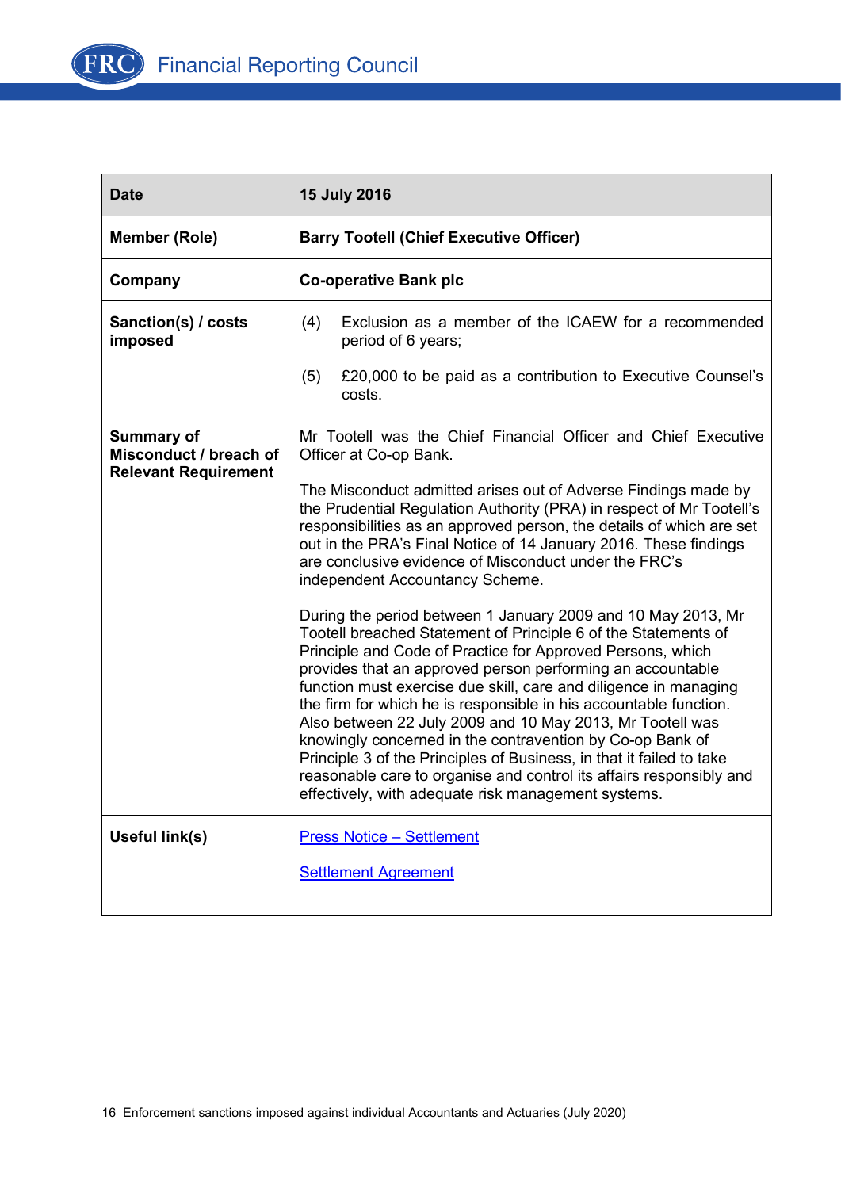| Date | 15 July 2016 |
|---|---|
| **Member (Role)** | **Barry Tootell (Chief Executive Officer)** |
| **Company** | **Co-operative Bank plc** |
| **Sanction(s) / costs imposed** | (4) Exclusion as a member of the ICAEW for a recommended period of 6 years;<br><br>(5) £20,000 to be paid as a contribution to Executive Counsel's costs. |
| **Summary of Misconduct / breach of Relevant Requirement** | Mr Tootell was the Chief Financial Officer and Chief Executive Officer at Co-op Bank.<br><br>The Misconduct admitted arises out of Adverse Findings made by the Prudential Regulation Authority (PRA) in respect of Mr Tootell's responsibilities as an approved person, the details of which are set out in the PRA's Final Notice of 14 January 2016. These findings are conclusive evidence of Misconduct under the FRC's independent Accountancy Scheme.<br><br>During the period between 1 January 2009 and 10 May 2013, Mr Tootell breached Statement of Principle 6 of the Statements of Principle and Code of Practice for Approved Persons, which provides that an approved person performing an accountable function must exercise due skill, care and diligence in managing the firm for which he is responsible in his accountable function. Also between 22 July 2009 and 10 May 2013, Mr Tootell was knowingly concerned in the contravention by Co-op Bank of Principle 3 of the Principles of Business, in that it failed to take reasonable care to organise and control its affairs responsibly and effectively, with adequate risk management systems. |
| **Useful link(s)** | Press Notice – Settlement<br><br>Settlement Agreement |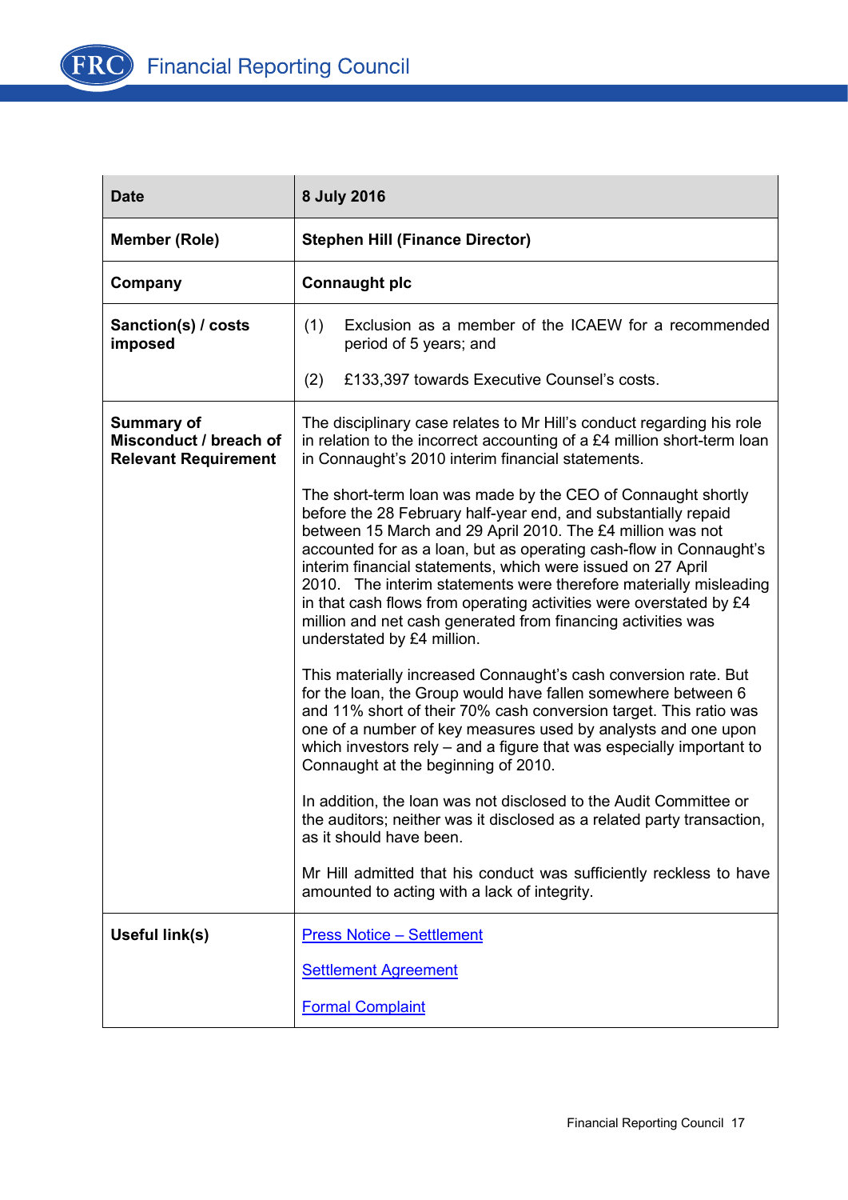| Date | 8 July 2016 |
| --- | --- |
| Member (Role) | Stephen Hill (Finance Director) |
| Company | Connaught plc |
| Sanction(s) / costs imposed | (1) Exclusion as a member of the ICAEW for a recommended period of 5 years; and<br><br>(2) £133,397 towards Executive Counsel's costs. |
| Summary of Misconduct / breach of Relevant Requirement | The disciplinary case relates to Mr Hill's conduct regarding his role in relation to the incorrect accounting of a £4 million short-term loan in Connaught's 2010 interim financial statements.<br><br>The short-term loan was made by the CEO of Connaught shortly before the 28 February half-year end, and substantially repaid between 15 March and 29 April 2010. The £4 million was not accounted for as a loan, but as operating cash-flow in Connaught's interim financial statements, which were issued on 27 April 2010. The interim statements were therefore materially misleading in that cash flows from operating activities were overstated by £4 million and net cash generated from financing activities was understated by £4 million.<br><br>This materially increased Connaught's cash conversion rate. But for the loan, the Group would have fallen somewhere between 6 and 11% short of their 70% cash conversion target. This ratio was one of a number of key measures used by analysts and one upon which investors rely – and a figure that was especially important to Connaught at the beginning of 2010.<br><br>In addition, the loan was not disclosed to the Audit Committee or the auditors; neither was it disclosed as a related party transaction, as it should have been.<br><br>Mr Hill admitted that his conduct was sufficiently reckless to have amounted to acting with a lack of integrity. |
| Useful link(s) | Press Notice – Settlement<br><br>Settlement Agreement<br><br>Formal Complaint |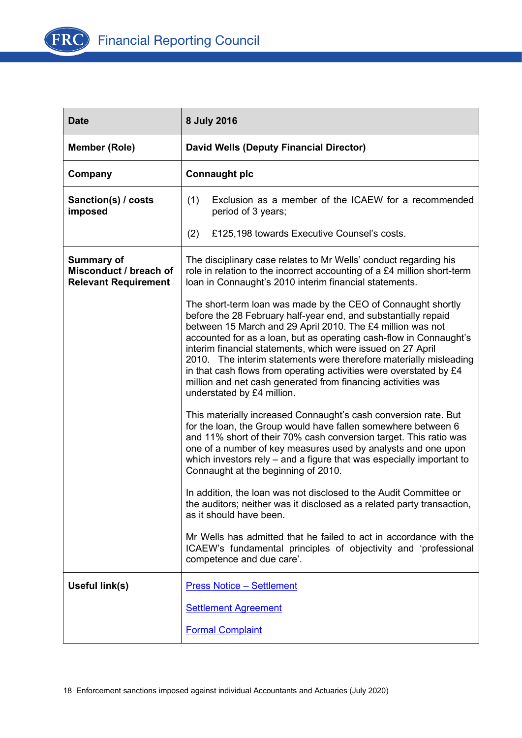| Date | 8 July 2016 |
|---|---|
| **Member (Role)** | **David Wells (Deputy Financial Director)** |
| **Company** | **Connaught plc** |
| **Sanction(s) / costs imposed** | (1) Exclusion as a member of the ICAEW for a recommended period of 3 years;<br><br>(2) £125,198 towards Executive Counsel's costs. |
| **Summary of Misconduct / breach of Relevant Requirement** | The disciplinary case relates to Mr Wells' conduct regarding his role in relation to the incorrect accounting of a £4 million short-term loan in Connaught's 2010 interim financial statements.<br><br>The short-term loan was made by the CEO of Connaught shortly before the 28 February half-year end, and substantially repaid between 15 March and 29 April 2010. The £4 million was not accounted for as a loan, but as operating cash-flow in Connaught's interim financial statements, which were issued on 27 April 2010. The interim statements were therefore materially misleading in that cash flows from operating activities were overstated by £4 million and net cash generated from financing activities was understated by £4 million.<br><br>This materially increased Connaught's cash conversion rate. But for the loan, the Group would have fallen somewhere between 6 and 11% short of their 70% cash conversion target. This ratio was one of a number of key measures used by analysts and one upon which investors rely – and a figure that was especially important to Connaught at the beginning of 2010.<br><br>In addition, the loan was not disclosed to the Audit Committee or the auditors; neither was it disclosed as a related party transaction, as it should have been.<br><br>Mr Wells has admitted that he failed to act in accordance with the ICAEW's fundamental principles of objectivity and 'professional competence and due care'. |
| **Useful link(s)** | Press Notice – Settlement<br><br>Settlement Agreement<br><br>Formal Complaint |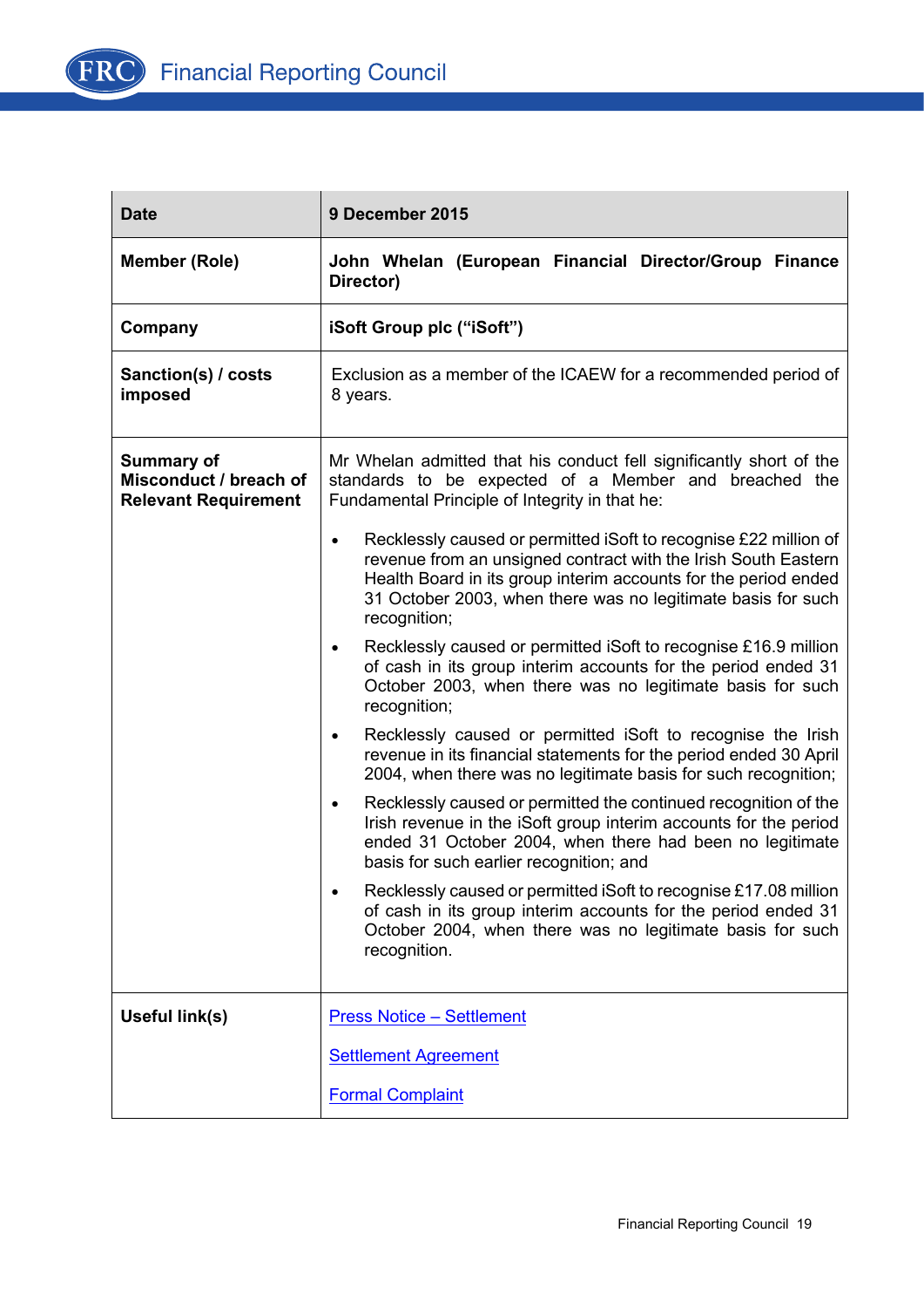| Date | 9 December 2015 |
| --- | --- |
| Member (Role) | John Whelan (European Financial Director/Group Finance Director) |
| Company | iSoft Group plc ("iSoft") |
| Sanction(s) / costs imposed | Exclusion as a member of the ICAEW for a recommended period of 8 years. |
| Summary of Misconduct / breach of Relevant Requirement | Mr Whelan admitted that his conduct fell significantly short of the standards to be expected of a Member and breached the Fundamental Principle of Integrity in that he:<br><br>• Recklessly caused or permitted iSoft to recognise £22 million of revenue from an unsigned contract with the Irish South Eastern Health Board in its group interim accounts for the period ended 31 October 2003, when there was no legitimate basis for such recognition;<br>• Recklessly caused or permitted iSoft to recognise £16.9 million of cash in its group interim accounts for the period ended 31 October 2003, when there was no legitimate basis for such recognition;<br>• Recklessly caused or permitted iSoft to recognise the Irish revenue in its financial statements for the period ended 30 April 2004, when there was no legitimate basis for such recognition;<br>• Recklessly caused or permitted the continued recognition of the Irish revenue in the iSoft group interim accounts for the period ended 31 October 2004, when there had been no legitimate basis for such earlier recognition; and<br>• Recklessly caused or permitted iSoft to recognise £17.08 million of cash in its group interim accounts for the period ended 31 October 2004, when there was no legitimate basis for such recognition. |
| Useful link(s) | Press Notice – Settlement<br><br>Settlement Agreement<br><br>Formal Complaint |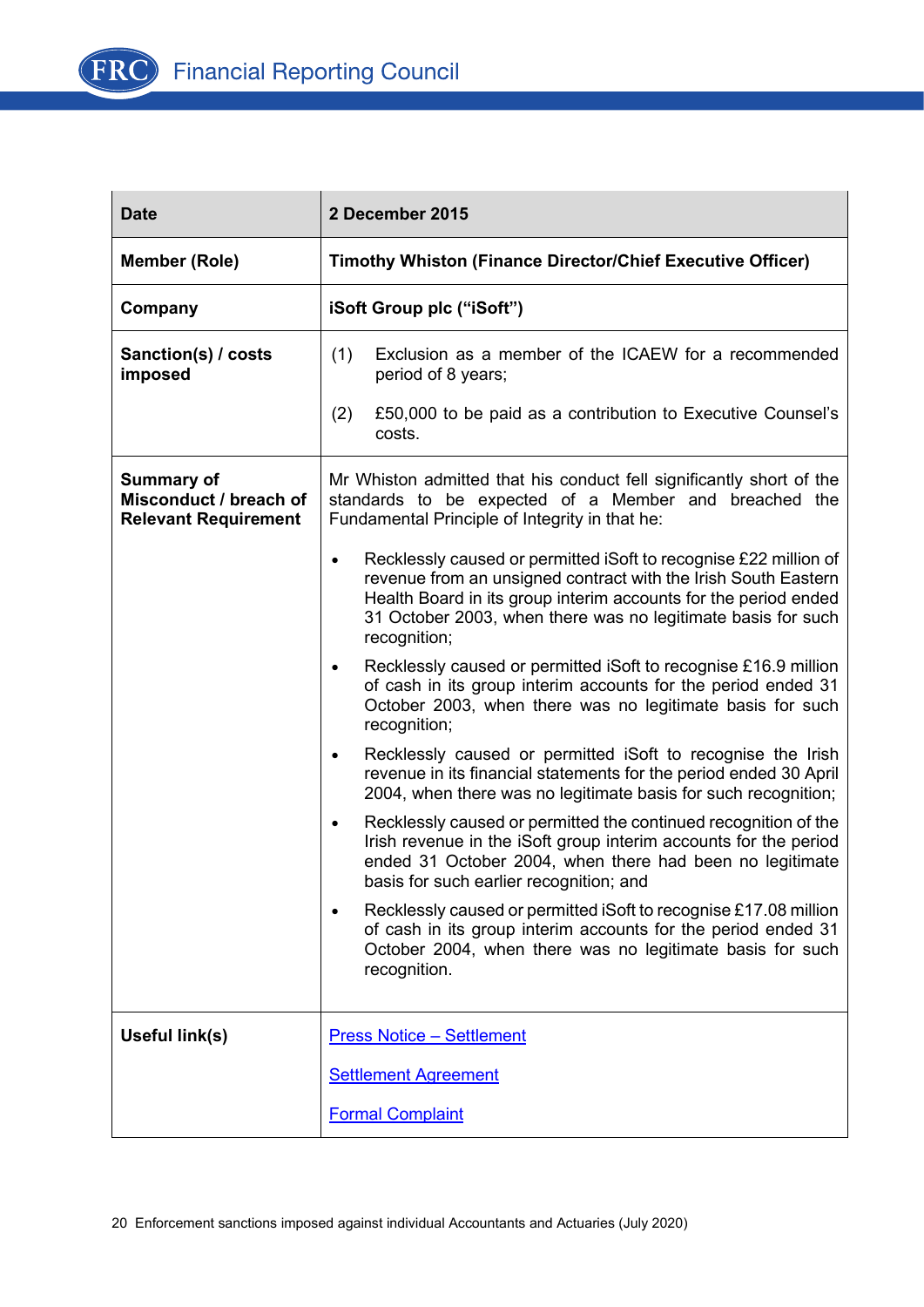| Date | 2 December 2015 |
|---|---|
| Member (Role) | Timothy Whiston (Finance Director/Chief Executive Officer) |
| Company | iSoft Group plc ("iSoft") |
| Sanction(s) / costs imposed | (1) Exclusion as a member of the ICAEW for a recommended period of 8 years;<br><br>(2) £50,000 to be paid as a contribution to Executive Counsel's costs. |
| Summary of Misconduct / breach of Relevant Requirement | Mr Whiston admitted that his conduct fell significantly short of the standards to be expected of a Member and breached the Fundamental Principle of Integrity in that he:<br><br>• Recklessly caused or permitted iSoft to recognise £22 million of revenue from an unsigned contract with the Irish South Eastern Health Board in its group interim accounts for the period ended 31 October 2003, when there was no legitimate basis for such recognition;<br>• Recklessly caused or permitted iSoft to recognise £16.9 million of cash in its group interim accounts for the period ended 31 October 2003, when there was no legitimate basis for such recognition;<br>• Recklessly caused or permitted iSoft to recognise the Irish revenue in its financial statements for the period ended 30 April 2004, when there was no legitimate basis for such recognition;<br>• Recklessly caused or permitted the continued recognition of the Irish revenue in the iSoft group interim accounts for the period ended 31 October 2004, when there had been no legitimate basis for such earlier recognition; and<br>• Recklessly caused or permitted iSoft to recognise £17.08 million of cash in its group interim accounts for the period ended 31 October 2004, when there was no legitimate basis for such recognition. |
| Useful link(s) | Press Notice – Settlement<br><br>Settlement Agreement<br><br>Formal Complaint |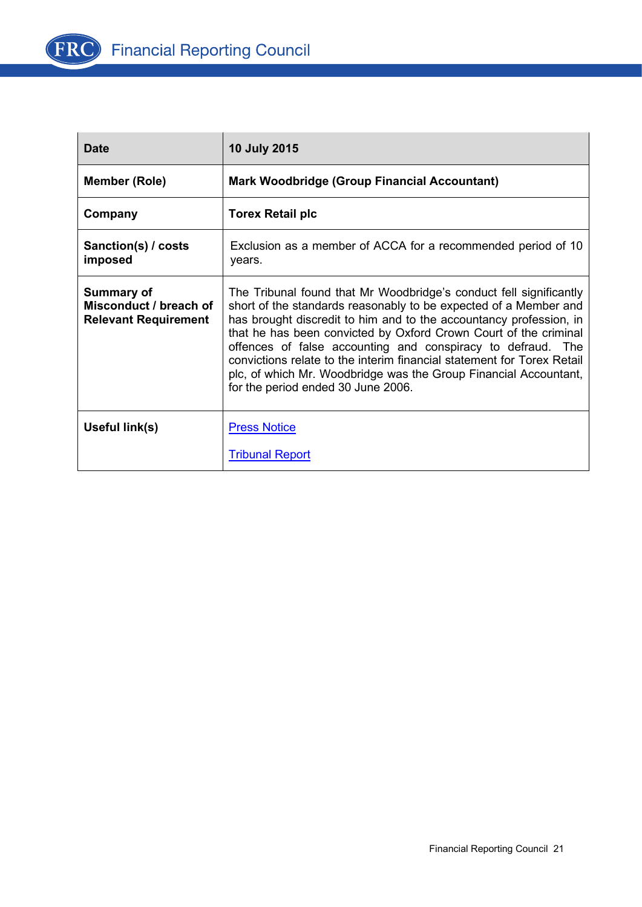| Date | 10 July 2015 |
|---|---|
| Member (Role) | Mark Woodbridge (Group Financial Accountant) |
| Company | Torex Retail plc |
| Sanction(s) / costs imposed | Exclusion as a member of ACCA for a recommended period of 10 years. |
| Summary of Misconduct / breach of Relevant Requirement | The Tribunal found that Mr Woodbridge's conduct fell significantly short of the standards reasonably to be expected of a Member and has brought discredit to him and to the accountancy profession, in that he has been convicted by Oxford Crown Court of the criminal offences of false accounting and conspiracy to defraud. The convictions relate to the interim financial statement for Torex Retail plc, of which Mr. Woodbridge was the Group Financial Accountant, for the period ended 30 June 2006. |
| Useful link(s) | Press Notice<br><br>Tribunal Report |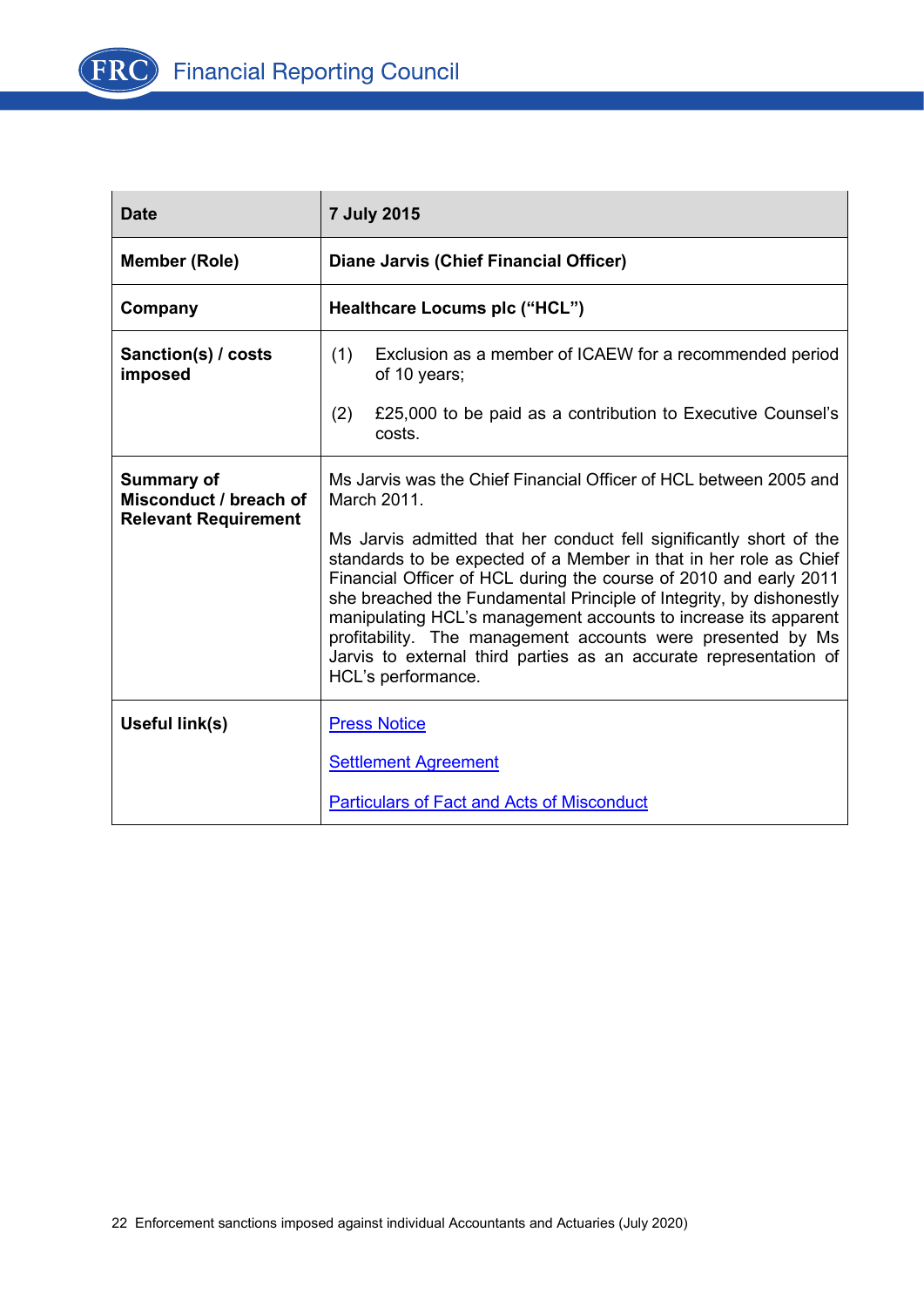| Date | 7 July 2015 |
|---|---|
| **Member (Role)** | **Diane Jarvis (Chief Financial Officer)** |
| **Company** | **Healthcare Locums plc ("HCL")** |
| **Sanction(s) / costs imposed** | (1) Exclusion as a member of ICAEW for a recommended period of 10 years;<br><br>(2) £25,000 to be paid as a contribution to Executive Counsel's costs. |
| **Summary of Misconduct / breach of Relevant Requirement** | Ms Jarvis was the Chief Financial Officer of HCL between 2005 and March 2011.<br><br>Ms Jarvis admitted that her conduct fell significantly short of the standards to be expected of a Member in that in her role as Chief Financial Officer of HCL during the course of 2010 and early 2011 she breached the Fundamental Principle of Integrity, by dishonestly manipulating HCL's management accounts to increase its apparent profitability. The management accounts were presented by Ms Jarvis to external third parties as an accurate representation of HCL's performance. |
| **Useful link(s)** | Press Notice<br><br>Settlement Agreement<br><br>Particulars of Fact and Acts of Misconduct |